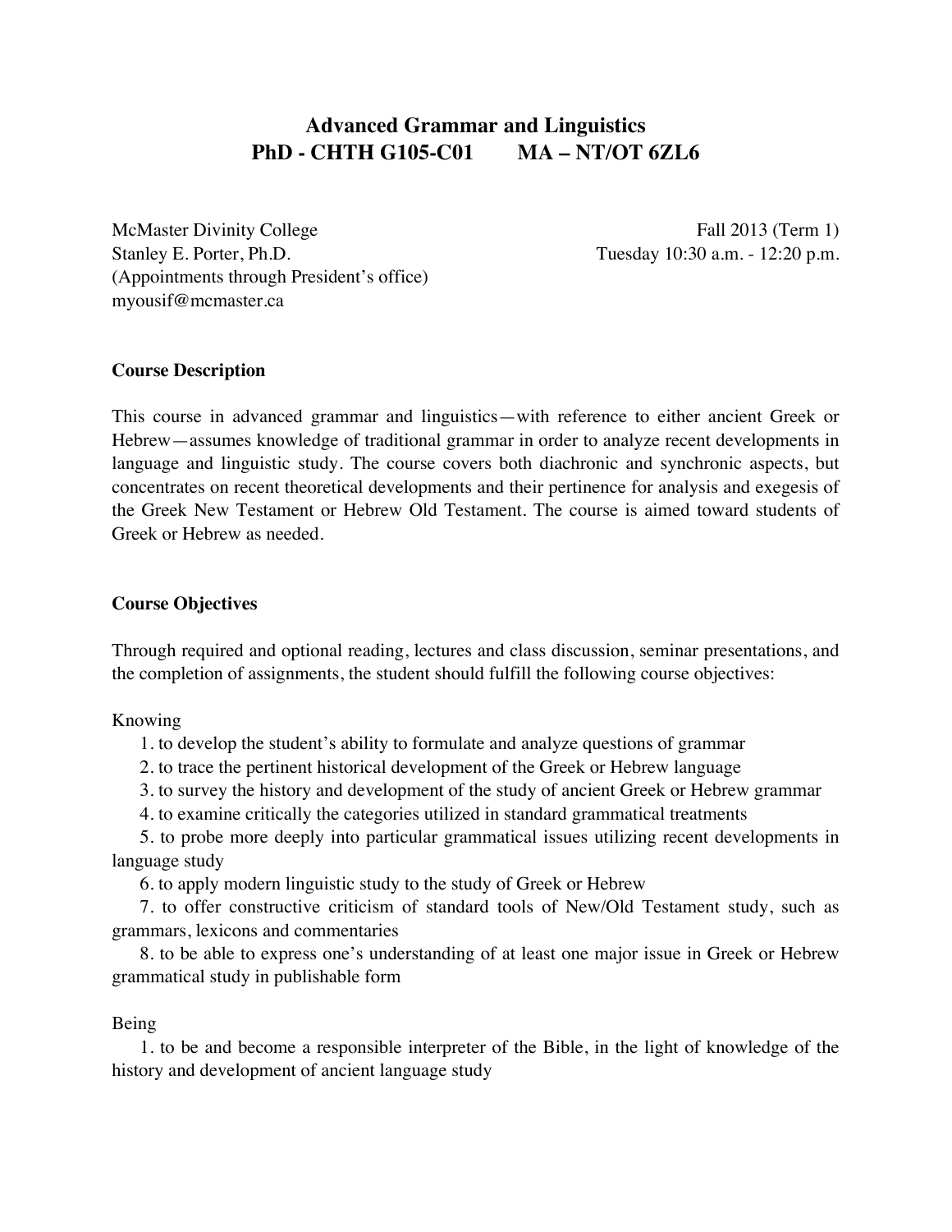# Advanced Grammar and Linguistics
# PhD - CHTH G105-C01 MA – NT/OT 6ZL6

McMaster Divinity College
Stanley E. Porter, Ph.D.
(Appointments through President's office)
myousif@mcmaster.ca

Fall 2013 (Term 1)
Tuesday 10:30 a.m. - 12:20 p.m.

**Course Description**

This course in advanced grammar and linguistics—with reference to either ancient Greek or Hebrew—assumes knowledge of traditional grammar in order to analyze recent developments in language and linguistic study. The course covers both diachronic and synchronic aspects, but concentrates on recent theoretical developments and their pertinence for analysis and exegesis of the Greek New Testament or Hebrew Old Testament. The course is aimed toward students of Greek or Hebrew as needed.

**Course Objectives**

Through required and optional reading, lectures and class discussion, seminar presentations, and the completion of assignments, the student should fulfill the following course objectives:

Knowing

1. to develop the student's ability to formulate and analyze questions of grammar
2. to trace the pertinent historical development of the Greek or Hebrew language
3. to survey the history and development of the study of ancient Greek or Hebrew grammar
4. to examine critically the categories utilized in standard grammatical treatments
5. to probe more deeply into particular grammatical issues utilizing recent developments in language study
6. to apply modern linguistic study to the study of Greek or Hebrew
7. to offer constructive criticism of standard tools of New/Old Testament study, such as grammars, lexicons and commentaries
8. to be able to express one's understanding of at least one major issue in Greek or Hebrew grammatical study in publishable form

Being

1. to be and become a responsible interpreter of the Bible, in the light of knowledge of the history and development of ancient language study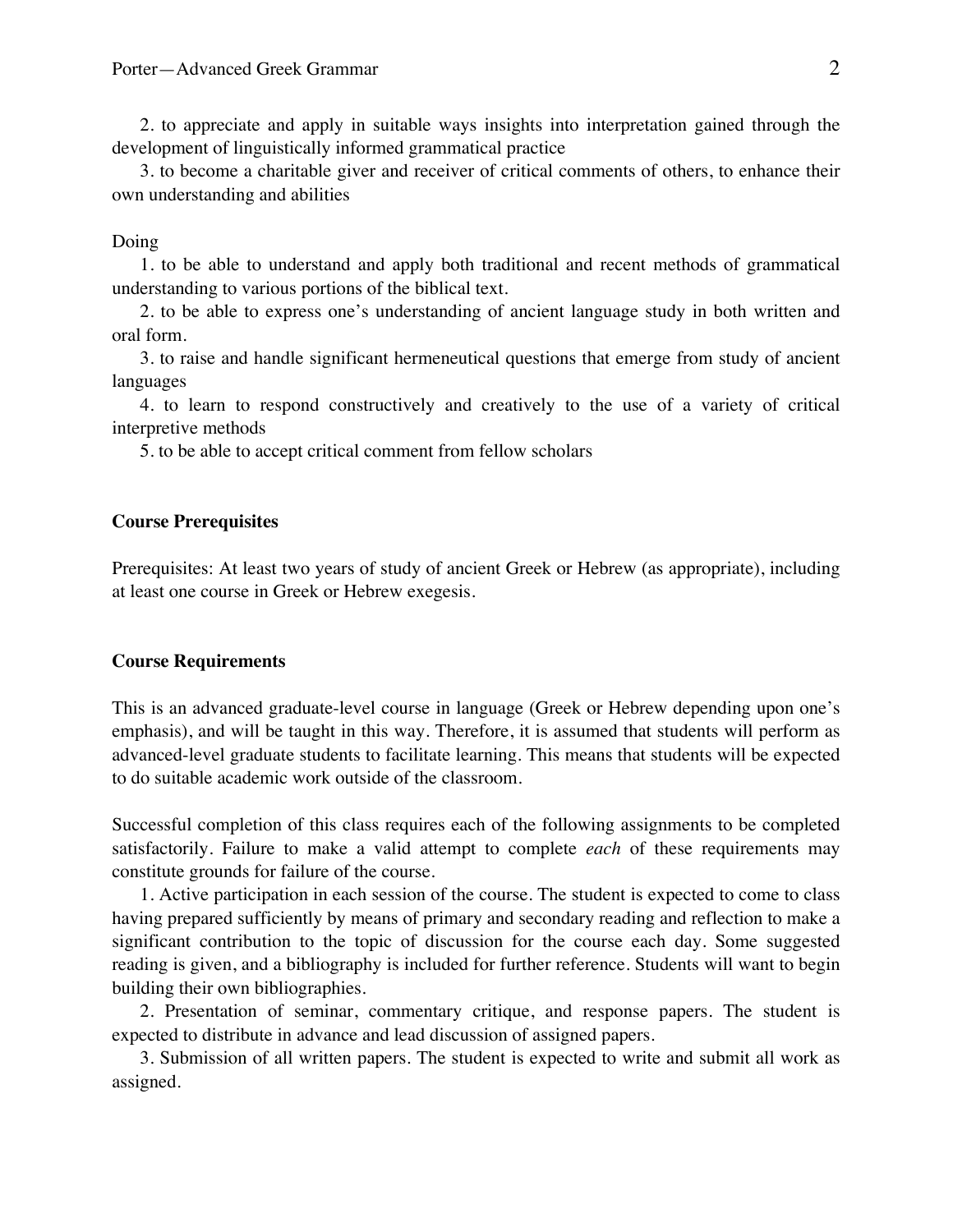2. to appreciate and apply in suitable ways insights into interpretation gained through the development of linguistically informed grammatical practice

3. to become a charitable giver and receiver of critical comments of others, to enhance their own understanding and abilities

Doing

1. to be able to understand and apply both traditional and recent methods of grammatical understanding to various portions of the biblical text.

2. to be able to express one's understanding of ancient language study in both written and oral form.

3. to raise and handle significant hermeneutical questions that emerge from study of ancient languages

4. to learn to respond constructively and creatively to the use of a variety of critical interpretive methods

5. to be able to accept critical comment from fellow scholars

## Course Prerequisites

Prerequisites: At least two years of study of ancient Greek or Hebrew (as appropriate), including at least one course in Greek or Hebrew exegesis.

## Course Requirements

This is an advanced graduate-level course in language (Greek or Hebrew depending upon one's emphasis), and will be taught in this way. Therefore, it is assumed that students will perform as advanced-level graduate students to facilitate learning. This means that students will be expected to do suitable academic work outside of the classroom.

Successful completion of this class requires each of the following assignments to be completed satisfactorily. Failure to make a valid attempt to complete *each* of these requirements may constitute grounds for failure of the course.

1. Active participation in each session of the course. The student is expected to come to class having prepared sufficiently by means of primary and secondary reading and reflection to make a significant contribution to the topic of discussion for the course each day. Some suggested reading is given, and a bibliography is included for further reference. Students will want to begin building their own bibliographies.

2. Presentation of seminar, commentary critique, and response papers. The student is expected to distribute in advance and lead discussion of assigned papers.

3. Submission of all written papers. The student is expected to write and submit all work as assigned.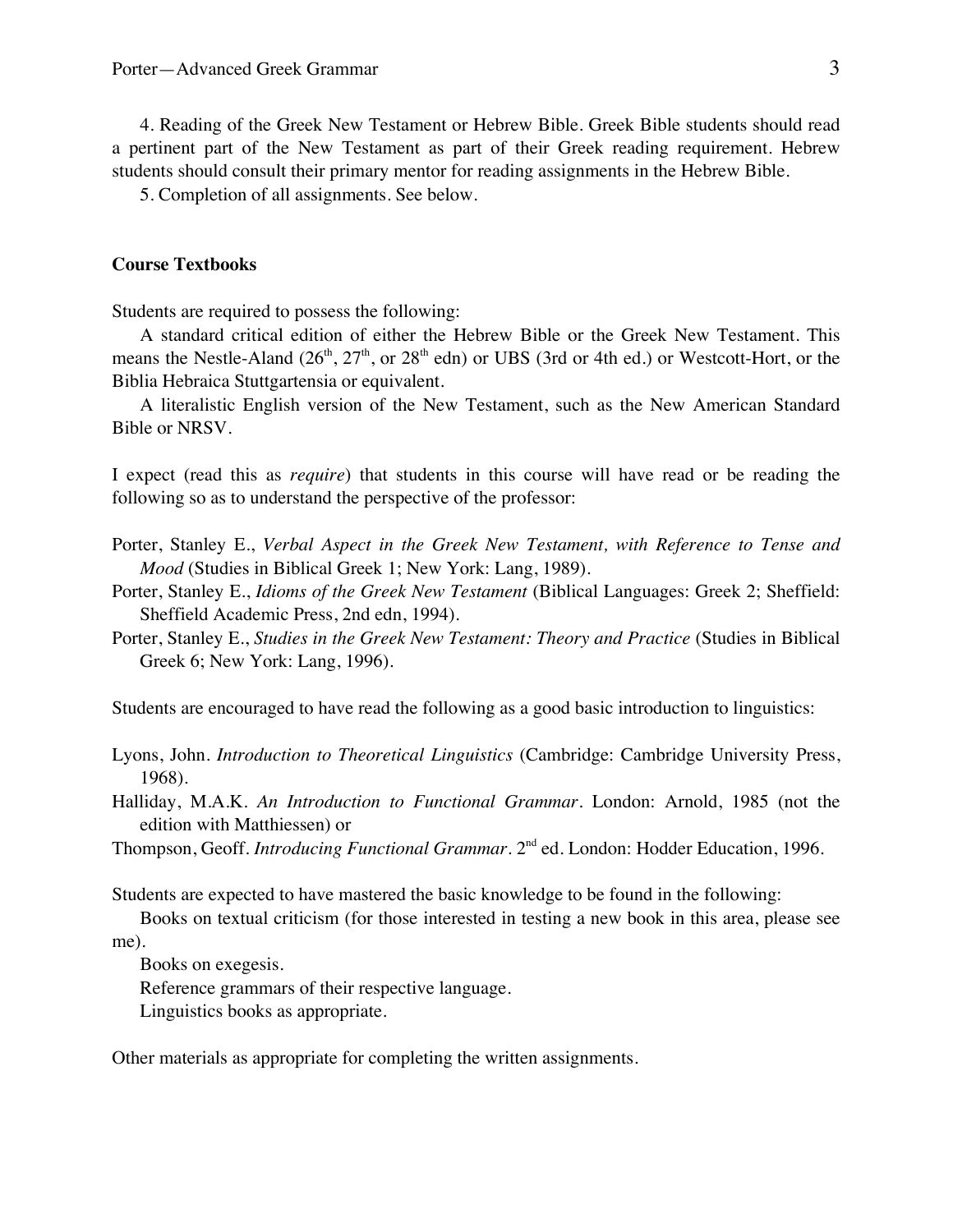4. Reading of the Greek New Testament or Hebrew Bible. Greek Bible students should read a pertinent part of the New Testament as part of their Greek reading requirement. Hebrew students should consult their primary mentor for reading assignments in the Hebrew Bible.

5. Completion of all assignments. See below.

## Course Textbooks

Students are required to possess the following:

A standard critical edition of either the Hebrew Bible or the Greek New Testament. This means the Nestle-Aland (26th, 27th, or 28th edn) or UBS (3rd or 4th ed.) or Westcott-Hort, or the Biblia Hebraica Stuttgartensia or equivalent.

A literalistic English version of the New Testament, such as the New American Standard Bible or NRSV.

I expect (read this as *require*) that students in this course will have read or be reading the following so as to understand the perspective of the professor:

Porter, Stanley E., *Verbal Aspect in the Greek New Testament, with Reference to Tense and Mood* (Studies in Biblical Greek 1; New York: Lang, 1989).

Porter, Stanley E., *Idioms of the Greek New Testament* (Biblical Languages: Greek 2; Sheffield: Sheffield Academic Press, 2nd edn, 1994).

Porter, Stanley E., *Studies in the Greek New Testament: Theory and Practice* (Studies in Biblical Greek 6; New York: Lang, 1996).

Students are encouraged to have read the following as a good basic introduction to linguistics:

Lyons, John. *Introduction to Theoretical Linguistics* (Cambridge: Cambridge University Press, 1968).

Halliday, M.A.K. *An Introduction to Functional Grammar*. London: Arnold, 1985 (not the edition with Matthiessen) or

Thompson, Geoff. *Introducing Functional Grammar*. 2nd ed. London: Hodder Education, 1996.

Students are expected to have mastered the basic knowledge to be found in the following:

Books on textual criticism (for those interested in testing a new book in this area, please see me).

Books on exegesis.

Reference grammars of their respective language.

Linguistics books as appropriate.

Other materials as appropriate for completing the written assignments.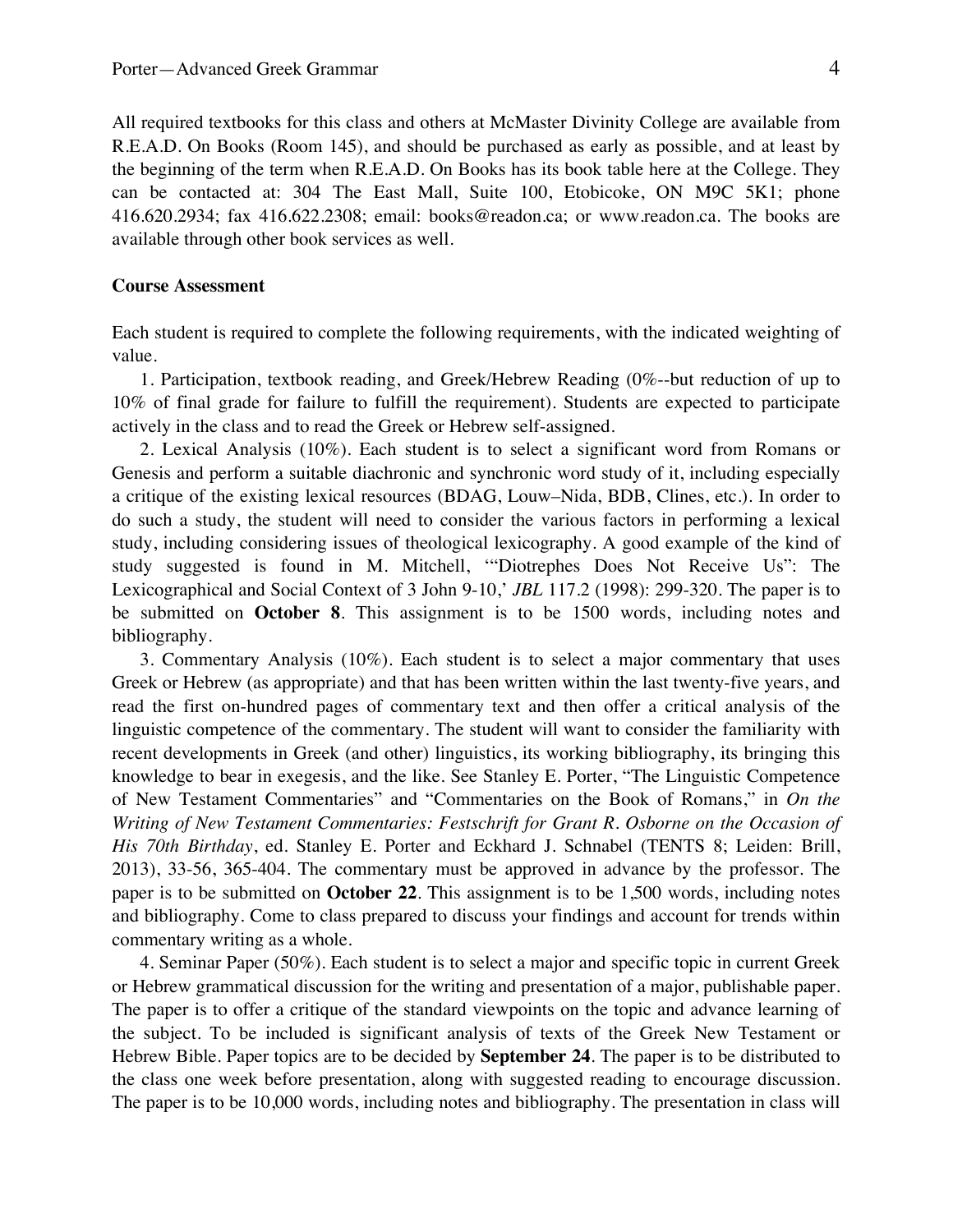All required textbooks for this class and others at McMaster Divinity College are available from R.E.A.D. On Books (Room 145), and should be purchased as early as possible, and at least by the beginning of the term when R.E.A.D. On Books has its book table here at the College. They can be contacted at: 304 The East Mall, Suite 100, Etobicoke, ON M9C 5K1; phone 416.620.2934; fax 416.622.2308; email: books@readon.ca; or www.readon.ca. The books are available through other book services as well.

**Course Assessment**

Each student is required to complete the following requirements, with the indicated weighting of value.

1. Participation, textbook reading, and Greek/Hebrew Reading (0%--but reduction of up to 10% of final grade for failure to fulfill the requirement). Students are expected to participate actively in the class and to read the Greek or Hebrew self-assigned.

2. Lexical Analysis (10%). Each student is to select a significant word from Romans or Genesis and perform a suitable diachronic and synchronic word study of it, including especially a critique of the existing lexical resources (BDAG, Louw–Nida, BDB, Clines, etc.). In order to do such a study, the student will need to consider the various factors in performing a lexical study, including considering issues of theological lexicography. A good example of the kind of study suggested is found in M. Mitchell, '"Diotrephes Does Not Receive Us": The Lexicographical and Social Context of 3 John 9-10,' *JBL* 117.2 (1998): 299-320. The paper is to be submitted on **October 8**. This assignment is to be 1500 words, including notes and bibliography.

3. Commentary Analysis (10%). Each student is to select a major commentary that uses Greek or Hebrew (as appropriate) and that has been written within the last twenty-five years, and read the first on-hundred pages of commentary text and then offer a critical analysis of the linguistic competence of the commentary. The student will want to consider the familiarity with recent developments in Greek (and other) linguistics, its working bibliography, its bringing this knowledge to bear in exegesis, and the like. See Stanley E. Porter, "The Linguistic Competence of New Testament Commentaries" and "Commentaries on the Book of Romans," in *On the Writing of New Testament Commentaries: Festschrift for Grant R. Osborne on the Occasion of His 70th Birthday*, ed. Stanley E. Porter and Eckhard J. Schnabel (TENTS 8; Leiden: Brill, 2013), 33-56, 365-404. The commentary must be approved in advance by the professor. The paper is to be submitted on **October 22**. This assignment is to be 1,500 words, including notes and bibliography. Come to class prepared to discuss your findings and account for trends within commentary writing as a whole.

4. Seminar Paper (50%). Each student is to select a major and specific topic in current Greek or Hebrew grammatical discussion for the writing and presentation of a major, publishable paper. The paper is to offer a critique of the standard viewpoints on the topic and advance learning of the subject. To be included is significant analysis of texts of the Greek New Testament or Hebrew Bible. Paper topics are to be decided by **September 24**. The paper is to be distributed to the class one week before presentation, along with suggested reading to encourage discussion. The paper is to be 10,000 words, including notes and bibliography. The presentation in class will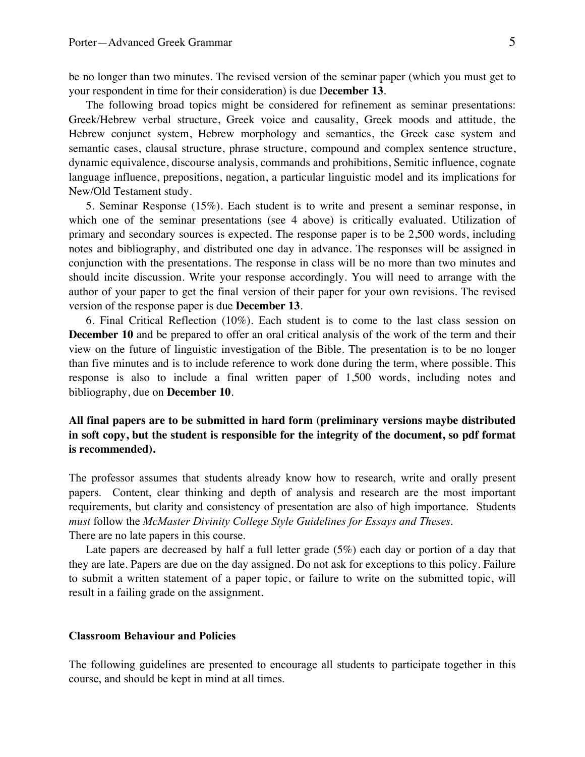be no longer than two minutes. The revised version of the seminar paper (which you must get to your respondent in time for their consideration) is due D**ecember 13**.

The following broad topics might be considered for refinement as seminar presentations: Greek/Hebrew verbal structure, Greek voice and causality, Greek moods and attitude, the Hebrew conjunct system, Hebrew morphology and semantics, the Greek case system and semantic cases, clausal structure, phrase structure, compound and complex sentence structure, dynamic equivalence, discourse analysis, commands and prohibitions, Semitic influence, cognate language influence, prepositions, negation, a particular linguistic model and its implications for New/Old Testament study.

5. Seminar Response (15%). Each student is to write and present a seminar response, in which one of the seminar presentations (see 4 above) is critically evaluated. Utilization of primary and secondary sources is expected. The response paper is to be 2,500 words, including notes and bibliography, and distributed one day in advance. The responses will be assigned in conjunction with the presentations. The response in class will be no more than two minutes and should incite discussion. Write your response accordingly. You will need to arrange with the author of your paper to get the final version of their paper for your own revisions. The revised version of the response paper is due **December 13**.

6. Final Critical Reflection (10%). Each student is to come to the last class session on **December 10** and be prepared to offer an oral critical analysis of the work of the term and their view on the future of linguistic investigation of the Bible. The presentation is to be no longer than five minutes and is to include reference to work done during the term, where possible. This response is also to include a final written paper of 1,500 words, including notes and bibliography, due on **December 10**.

**All final papers are to be submitted in hard form (preliminary versions maybe distributed in soft copy, but the student is responsible for the integrity of the document, so pdf format is recommended).**

The professor assumes that students already know how to research, write and orally present papers. Content, clear thinking and depth of analysis and research are the most important requirements, but clarity and consistency of presentation are also of high importance. Students *must* follow the *McMaster Divinity College Style Guidelines for Essays and Theses.*
There are no late papers in this course.

Late papers are decreased by half a full letter grade (5%) each day or portion of a day that they are late. Papers are due on the day assigned. Do not ask for exceptions to this policy. Failure to submit a written statement of a paper topic, or failure to write on the submitted topic, will result in a failing grade on the assignment.

**Classroom Behaviour and Policies**

The following guidelines are presented to encourage all students to participate together in this course, and should be kept in mind at all times.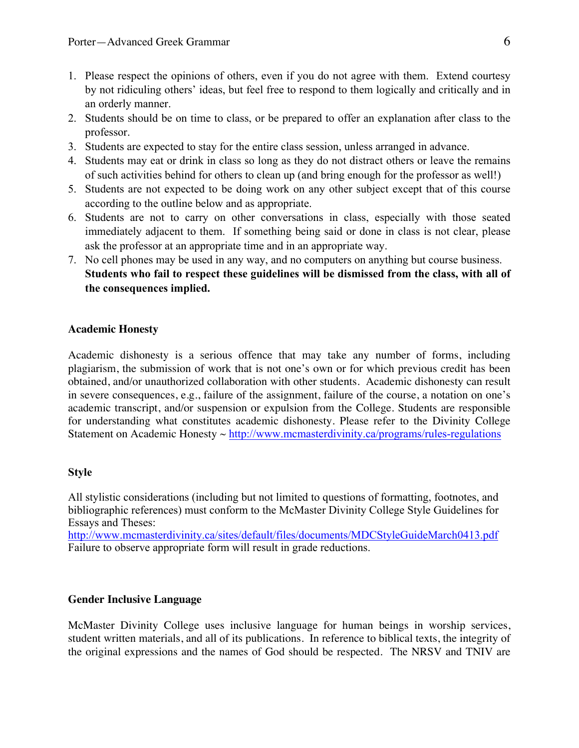1. Please respect the opinions of others, even if you do not agree with them. Extend courtesy by not ridiculing others' ideas, but feel free to respond to them logically and critically and in an orderly manner.
2. Students should be on time to class, or be prepared to offer an explanation after class to the professor.
3. Students are expected to stay for the entire class session, unless arranged in advance.
4. Students may eat or drink in class so long as they do not distract others or leave the remains of such activities behind for others to clean up (and bring enough for the professor as well!)
5. Students are not expected to be doing work on any other subject except that of this course according to the outline below and as appropriate.
6. Students are not to carry on other conversations in class, especially with those seated immediately adjacent to them. If something being said or done in class is not clear, please ask the professor at an appropriate time and in an appropriate way.
7. No cell phones may be used in any way, and no computers on anything but course business. **Students who fail to respect these guidelines will be dismissed from the class, with all of the consequences implied.**

### Academic Honesty

Academic dishonesty is a serious offence that may take any number of forms, including plagiarism, the submission of work that is not one's own or for which previous credit has been obtained, and/or unauthorized collaboration with other students. Academic dishonesty can result in severe consequences, e.g., failure of the assignment, failure of the course, a notation on one's academic transcript, and/or suspension or expulsion from the College. Students are responsible for understanding what constitutes academic dishonesty. Please refer to the Divinity College Statement on Academic Honesty ~ http://www.mcmasterdivinity.ca/programs/rules-regulations

### Style

All stylistic considerations (including but not limited to questions of formatting, footnotes, and bibliographic references) must conform to the McMaster Divinity College Style Guidelines for Essays and Theses:
http://www.mcmasterdivinity.ca/sites/default/files/documents/MDCStyleGuideMarch0413.pdf
Failure to observe appropriate form will result in grade reductions.

### Gender Inclusive Language

McMaster Divinity College uses inclusive language for human beings in worship services, student written materials, and all of its publications. In reference to biblical texts, the integrity of the original expressions and the names of God should be respected. The NRSV and TNIV are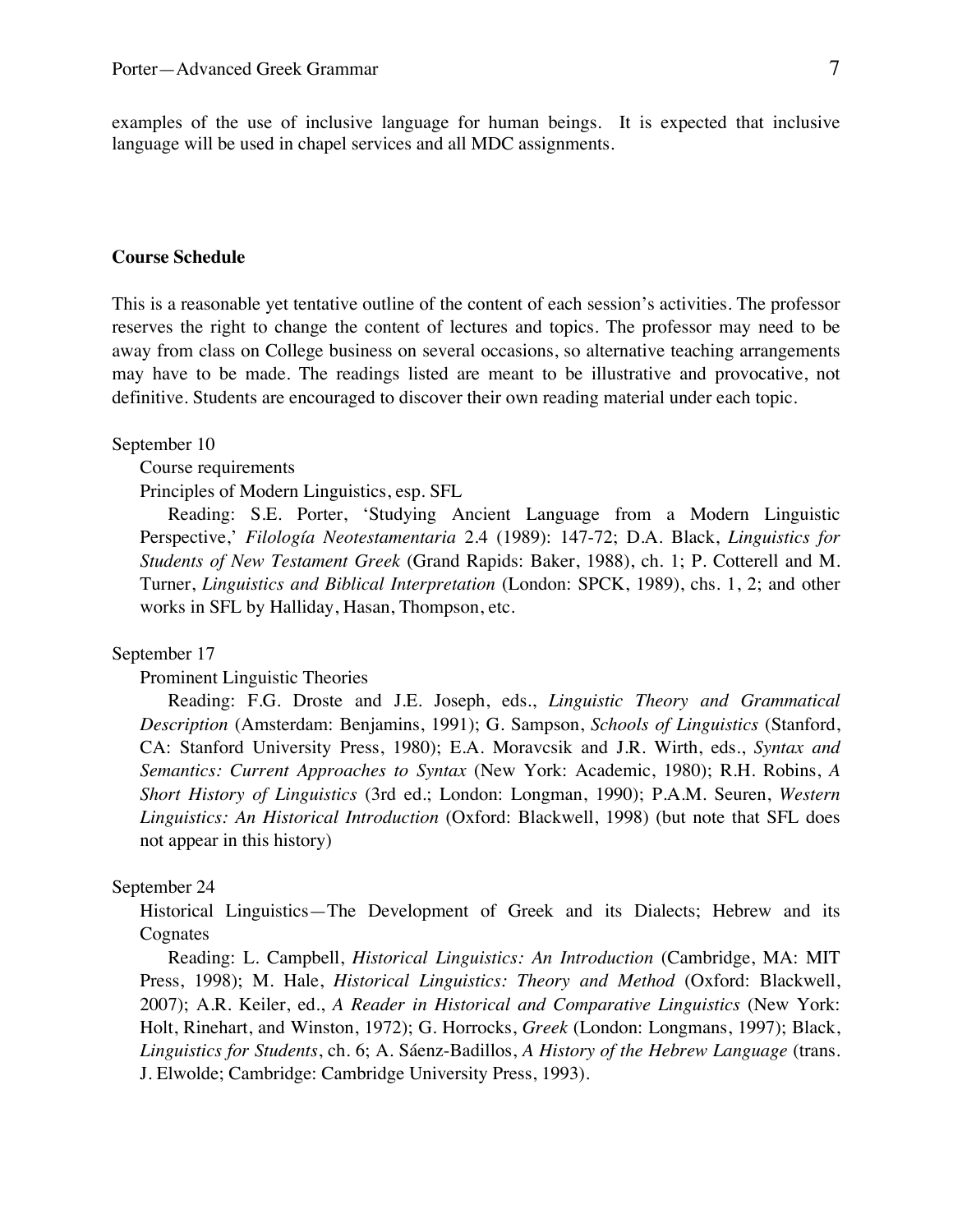examples of the use of inclusive language for human beings. It is expected that inclusive language will be used in chapel services and all MDC assignments.

**Course Schedule**

This is a reasonable yet tentative outline of the content of each session's activities. The professor reserves the right to change the content of lectures and topics. The professor may need to be away from class on College business on several occasions, so alternative teaching arrangements may have to be made. The readings listed are meant to be illustrative and provocative, not definitive. Students are encouraged to discover their own reading material under each topic.

September 10

Course requirements

Principles of Modern Linguistics, esp. SFL

Reading: S.E. Porter, 'Studying Ancient Language from a Modern Linguistic Perspective,' *Filología Neotestamentaria* 2.4 (1989): 147-72; D.A. Black, *Linguistics for Students of New Testament Greek* (Grand Rapids: Baker, 1988), ch. 1; P. Cotterell and M. Turner, *Linguistics and Biblical Interpretation* (London: SPCK, 1989), chs. 1, 2; and other works in SFL by Halliday, Hasan, Thompson, etc.

September 17

Prominent Linguistic Theories

Reading: F.G. Droste and J.E. Joseph, eds., *Linguistic Theory and Grammatical Description* (Amsterdam: Benjamins, 1991); G. Sampson, *Schools of Linguistics* (Stanford, CA: Stanford University Press, 1980); E.A. Moravcsik and J.R. Wirth, eds., *Syntax and Semantics: Current Approaches to Syntax* (New York: Academic, 1980); R.H. Robins, *A Short History of Linguistics* (3rd ed.; London: Longman, 1990); P.A.M. Seuren, *Western Linguistics: An Historical Introduction* (Oxford: Blackwell, 1998) (but note that SFL does not appear in this history)

September 24

Historical Linguistics—The Development of Greek and its Dialects; Hebrew and its Cognates

Reading: L. Campbell, *Historical Linguistics: An Introduction* (Cambridge, MA: MIT Press, 1998); M. Hale, *Historical Linguistics: Theory and Method* (Oxford: Blackwell, 2007); A.R. Keiler, ed., *A Reader in Historical and Comparative Linguistics* (New York: Holt, Rinehart, and Winston, 1972); G. Horrocks, *Greek* (London: Longmans, 1997); Black, *Linguistics for Students*, ch. 6; A. Sáenz-Badillos, *A History of the Hebrew Language* (trans. J. Elwolde; Cambridge: Cambridge University Press, 1993).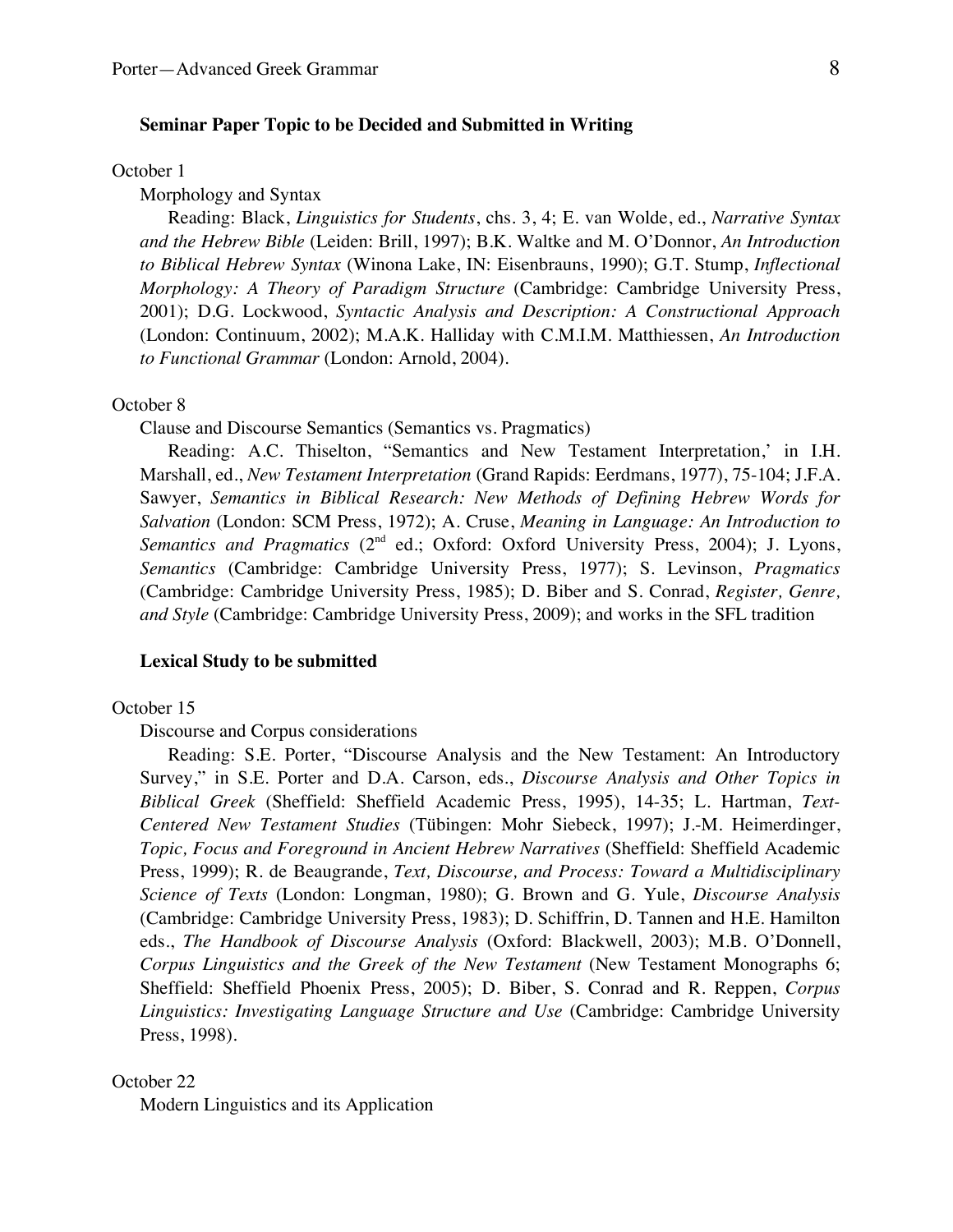**Seminar Paper Topic to be Decided and Submitted in Writing**

October 1

Morphology and Syntax

Reading: Black, *Linguistics for Students*, chs. 3, 4; E. van Wolde, ed., *Narrative Syntax and the Hebrew Bible* (Leiden: Brill, 1997); B.K. Waltke and M. O'Donnor, *An Introduction to Biblical Hebrew Syntax* (Winona Lake, IN: Eisenbrauns, 1990); G.T. Stump, *Inflectional Morphology: A Theory of Paradigm Structure* (Cambridge: Cambridge University Press, 2001); D.G. Lockwood, *Syntactic Analysis and Description: A Constructional Approach* (London: Continuum, 2002); M.A.K. Halliday with C.M.I.M. Matthiessen, *An Introduction to Functional Grammar* (London: Arnold, 2004).

October 8

Clause and Discourse Semantics (Semantics vs. Pragmatics)

Reading: A.C. Thiselton, "Semantics and New Testament Interpretation,' in I.H. Marshall, ed., *New Testament Interpretation* (Grand Rapids: Eerdmans, 1977), 75-104; J.F.A. Sawyer, *Semantics in Biblical Research: New Methods of Defining Hebrew Words for Salvation* (London: SCM Press, 1972); A. Cruse, *Meaning in Language: An Introduction to Semantics and Pragmatics* (2nd ed.; Oxford: Oxford University Press, 2004); J. Lyons, *Semantics* (Cambridge: Cambridge University Press, 1977); S. Levinson, *Pragmatics* (Cambridge: Cambridge University Press, 1985); D. Biber and S. Conrad, *Register, Genre, and Style* (Cambridge: Cambridge University Press, 2009); and works in the SFL tradition

**Lexical Study to be submitted**

October 15

Discourse and Corpus considerations

Reading: S.E. Porter, "Discourse Analysis and the New Testament: An Introductory Survey," in S.E. Porter and D.A. Carson, eds., *Discourse Analysis and Other Topics in Biblical Greek* (Sheffield: Sheffield Academic Press, 1995), 14-35; L. Hartman, *Text-Centered New Testament Studies* (Tübingen: Mohr Siebeck, 1997); J.-M. Heimerdinger, *Topic, Focus and Foreground in Ancient Hebrew Narratives* (Sheffield: Sheffield Academic Press, 1999); R. de Beaugrande, *Text, Discourse, and Process: Toward a Multidisciplinary Science of Texts* (London: Longman, 1980); G. Brown and G. Yule, *Discourse Analysis* (Cambridge: Cambridge University Press, 1983); D. Schiffrin, D. Tannen and H.E. Hamilton eds., *The Handbook of Discourse Analysis* (Oxford: Blackwell, 2003); M.B. O'Donnell, *Corpus Linguistics and the Greek of the New Testament* (New Testament Monographs 6; Sheffield: Sheffield Phoenix Press, 2005); D. Biber, S. Conrad and R. Reppen, *Corpus Linguistics: Investigating Language Structure and Use* (Cambridge: Cambridge University Press, 1998).

October 22

Modern Linguistics and its Application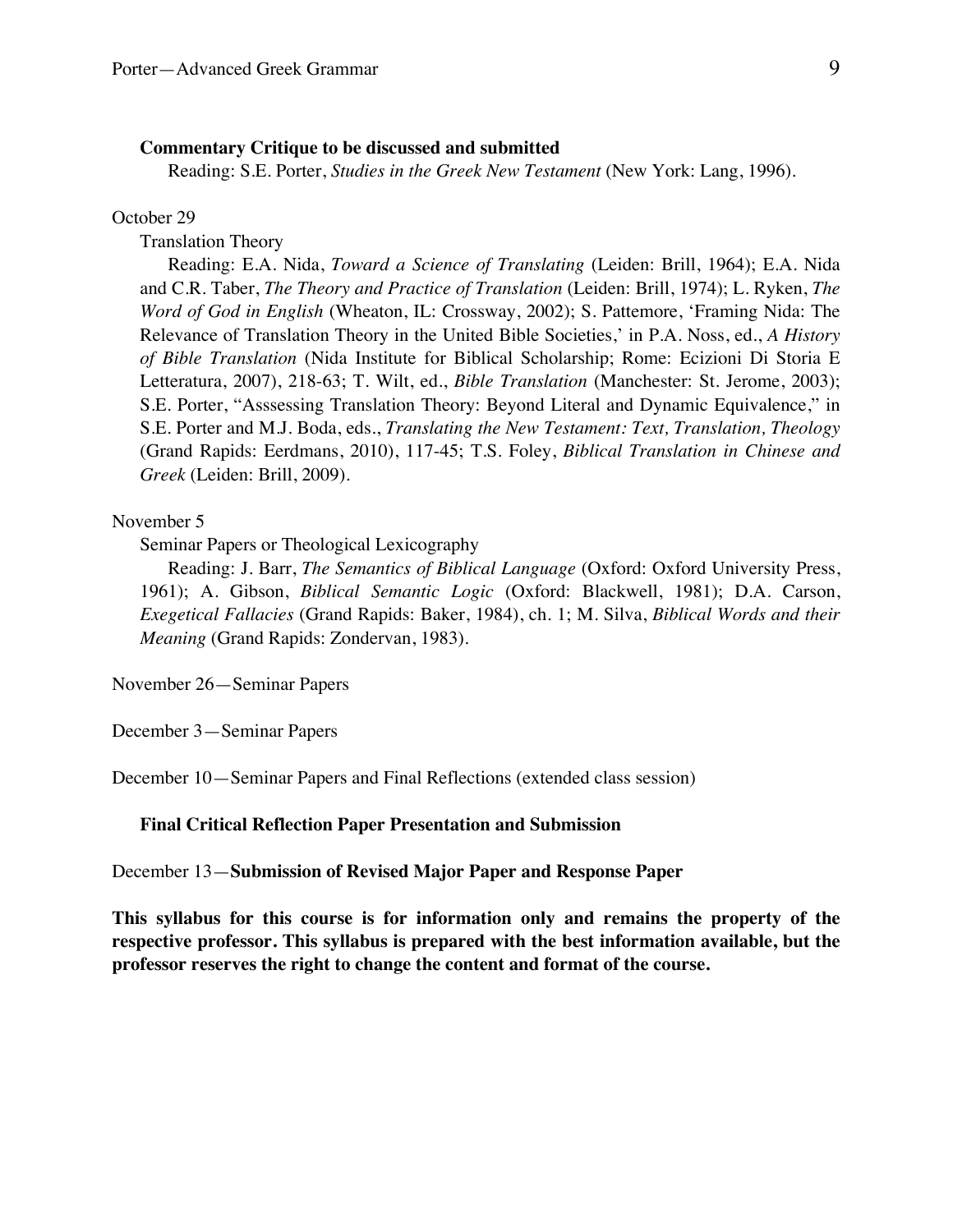**Commentary Critique to be discussed and submitted**

Reading: S.E. Porter, *Studies in the Greek New Testament* (New York: Lang, 1996).

October 29

Translation Theory

Reading: E.A. Nida, *Toward a Science of Translating* (Leiden: Brill, 1964); E.A. Nida and C.R. Taber, *The Theory and Practice of Translation* (Leiden: Brill, 1974); L. Ryken, *The Word of God in English* (Wheaton, IL: Crossway, 2002); S. Pattemore, 'Framing Nida: The Relevance of Translation Theory in the United Bible Societies,' in P.A. Noss, ed., *A History of Bible Translation* (Nida Institute for Biblical Scholarship; Rome: Ecizioni Di Storia E Letteratura, 2007), 218-63; T. Wilt, ed., *Bible Translation* (Manchester: St. Jerome, 2003); S.E. Porter, "Asssessing Translation Theory: Beyond Literal and Dynamic Equivalence," in S.E. Porter and M.J. Boda, eds., *Translating the New Testament: Text, Translation, Theology* (Grand Rapids: Eerdmans, 2010), 117-45; T.S. Foley, *Biblical Translation in Chinese and Greek* (Leiden: Brill, 2009).

November 5

Seminar Papers or Theological Lexicography

Reading: J. Barr, *The Semantics of Biblical Language* (Oxford: Oxford University Press, 1961); A. Gibson, *Biblical Semantic Logic* (Oxford: Blackwell, 1981); D.A. Carson, *Exegetical Fallacies* (Grand Rapids: Baker, 1984), ch. 1; M. Silva, *Biblical Words and their Meaning* (Grand Rapids: Zondervan, 1983).

November 26—Seminar Papers

December 3—Seminar Papers

December 10—Seminar Papers and Final Reflections (extended class session)

**Final Critical Reflection Paper Presentation and Submission**

December 13—**Submission of Revised Major Paper and Response Paper**

**This syllabus for this course is for information only and remains the property of the respective professor. This syllabus is prepared with the best information available, but the professor reserves the right to change the content and format of the course.**